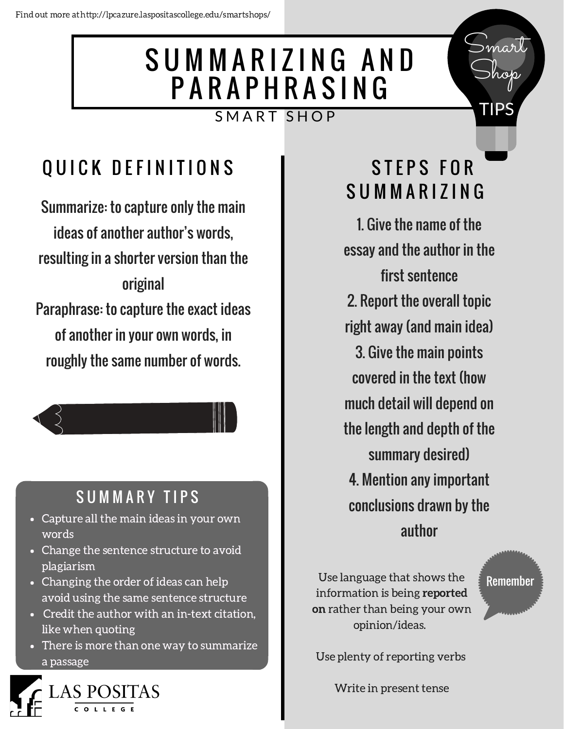Find out more at http://lpcazure.laspositascollege.edu/smartshops/

# SUMMARIZING AND PARAPHRASING

SMART SHOP

Smart Shop TIPS

## QUICK DEFINITIONS

Summarize: to capture only the main ideas of another author's words, resulting in a shorter version than the original

Paraphrase: to capture the exact ideas of another in your own words, in roughly the same number of words.

## SUMMARY TIPS

- Capture all the main ideas in your own words
- Change the sentence structure to avoid plagiarism
- Changing the order of ideas can help avoid using the same sentence structure
- Credit the author with an in-text citation, like when quoting
- There is more than one way to summarize a passage

## STEPS FOR SUMMARIZING

1. Give the name of the essay and the author in the first sentence
2. Report the overall topic right away (and main idea)
3. Give the main points covered in the text (how much detail will depend on the length and depth of the summary desired)
4. Mention any important conclusions drawn by the author

**Remember**

Use language that shows the information is being **reported on** rather than being your own opinion/ideas.

Use plenty of reporting verbs

Write in present tense

LAS POSITAS COLLEGE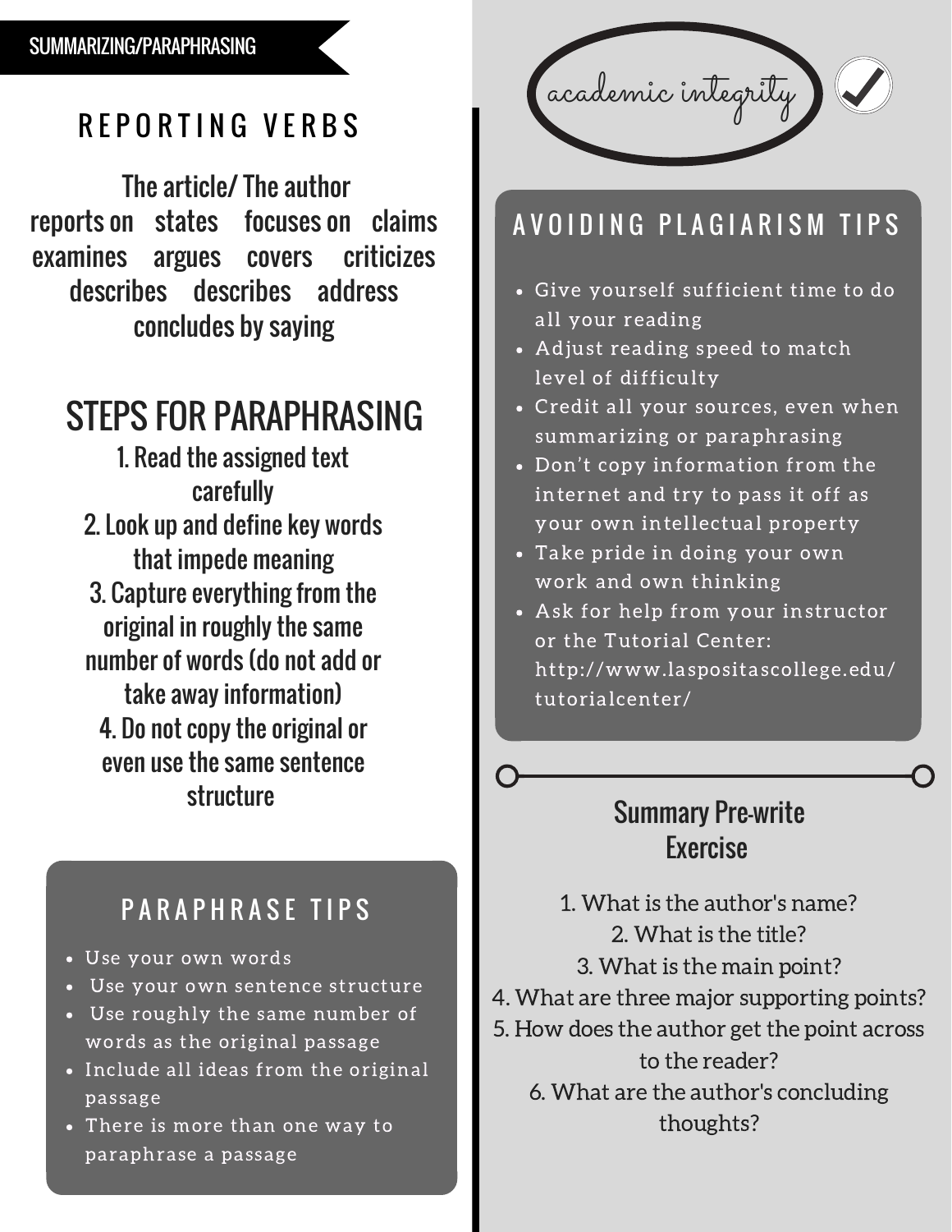SUMMARIZING/PARAPHRASING

## REPORTING VERBS

The article/ The author

reports on states focuses on claims examines argues covers criticizes describes describes address concludes by saying

## STEPS FOR PARAPHRASING

1. Read the assigned text carefully
2. Look up and define key words that impede meaning
3. Capture everything from the original in roughly the same number of words (do not add or take away information)
4. Do not copy the original or even use the same sentence structure

## PARAPHRASE TIPS

- Use your own words
- Use your own sentence structure
- Use roughly the same number of words as the original passage
- Include all ideas from the original passage
- There is more than one way to paraphrase a passage

academic integrity ✓

## AVOIDING PLAGIARISM TIPS

- Give yourself sufficient time to do all your reading
- Adjust reading speed to match level of difficulty
- Credit all your sources, even when summarizing or paraphrasing
- Don't copy information from the internet and try to pass it off as your own intellectual property
- Take pride in doing your own work and own thinking
- Ask for help from your instructor or the Tutorial Center: http://www.laspositascollege.edu/tutorialcenter/

## Summary Pre-write Exercise

1. What is the author's name?
2. What is the title?
3. What is the main point?
4. What are three major supporting points?
5. How does the author get the point across to the reader?
6. What are the author's concluding thoughts?